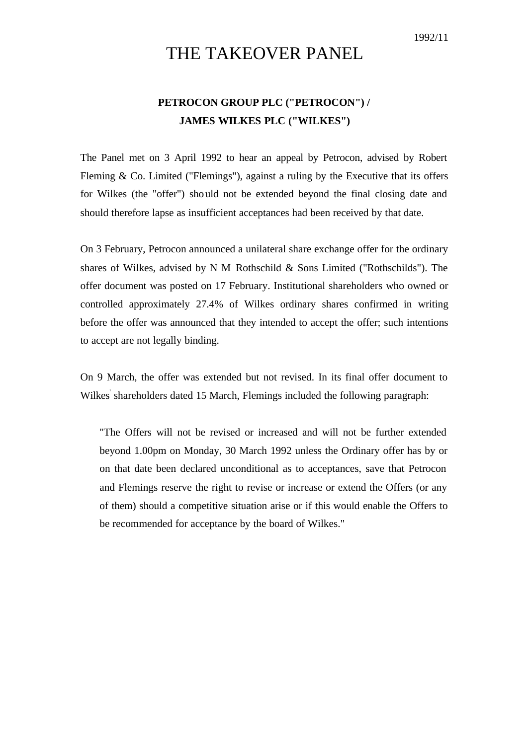1992/11

# THE TAKEOVER PANEL

## PETROCON GROUP PLC ("PETROCON") / JAMES WILKES PLC ("WILKES")

The Panel met on 3 April 1992 to hear an appeal by Petrocon, advised by Robert Fleming & Co. Limited ("Flemings"), against a ruling by the Executive that its offers for Wilkes (the "offer") should not be extended beyond the final closing date and should therefore lapse as insufficient acceptances had been received by that date.

On 3 February, Petrocon announced a unilateral share exchange offer for the ordinary shares of Wilkes, advised by N M Rothschild & Sons Limited ("Rothschilds"). The offer document was posted on 17 February. Institutional shareholders who owned or controlled approximately 27.4% of Wilkes ordinary shares confirmed in writing before the offer was announced that they intended to accept the offer; such intentions to accept are not legally binding.

On 9 March, the offer was extended but not revised. In its final offer document to Wilkes' shareholders dated 15 March, Flemings included the following paragraph:

> "The Offers will not be revised or increased and will not be further extended beyond 1.00pm on Monday, 30 March 1992 unless the Ordinary offer has by or on that date been declared unconditional as to acceptances, save that Petrocon and Flemings reserve the right to revise or increase or extend the Offers (or any of them) should a competitive situation arise or if this would enable the Offers to be recommended for acceptance by the board of Wilkes."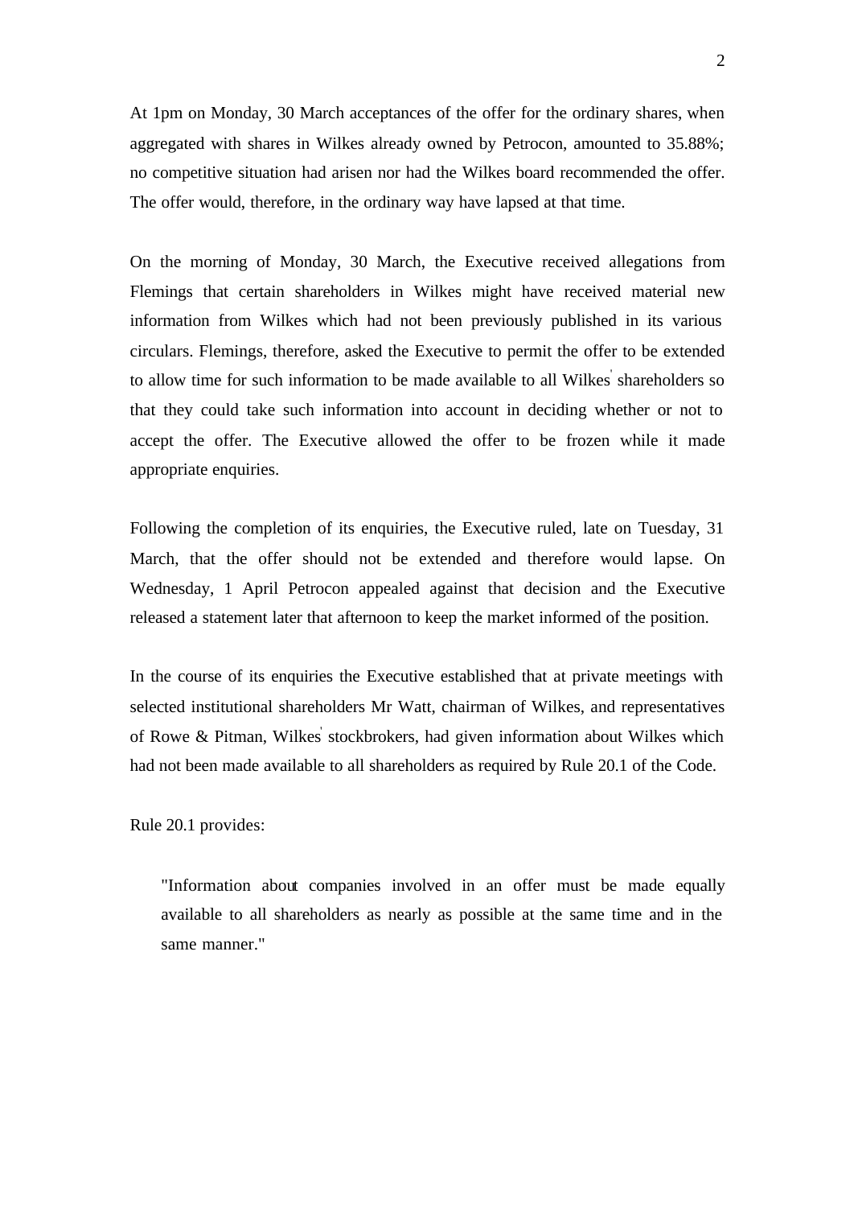At 1pm on Monday, 30 March acceptances of the offer for the ordinary shares, when aggregated with shares in Wilkes already owned by Petrocon, amounted to 35.88%; no competitive situation had arisen nor had the Wilkes board recommended the offer. The offer would, therefore, in the ordinary way have lapsed at that time.

On the morning of Monday, 30 March, the Executive received allegations from Flemings that certain shareholders in Wilkes might have received material new information from Wilkes which had not been previously published in its various circulars. Flemings, therefore, asked the Executive to permit the offer to be extended to allow time for such information to be made available to all Wilkes' shareholders so that they could take such information into account in deciding whether or not to accept the offer. The Executive allowed the offer to be frozen while it made appropriate enquiries.

Following the completion of its enquiries, the Executive ruled, late on Tuesday, 31 March, that the offer should not be extended and therefore would lapse. On Wednesday, 1 April Petrocon appealed against that decision and the Executive released a statement later that afternoon to keep the market informed of the position.

In the course of its enquiries the Executive established that at private meetings with selected institutional shareholders Mr Watt, chairman of Wilkes, and representatives of Rowe & Pitman, Wilkes' stockbrokers, had given information about Wilkes which had not been made available to all shareholders as required by Rule 20.1 of the Code.

Rule 20.1 provides:

> "Information about companies involved in an offer must be made equally available to all shareholders as nearly as possible at the same time and in the same manner."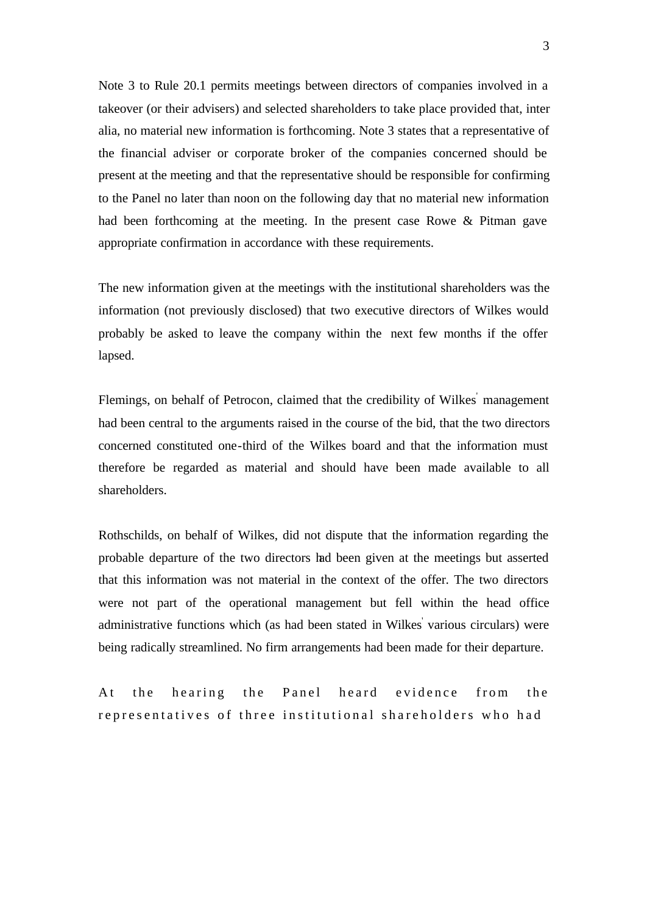Note 3 to Rule 20.1 permits meetings between directors of companies involved in a takeover (or their advisers) and selected shareholders to take place provided that, inter alia, no material new information is forthcoming. Note 3 states that a representative of the financial adviser or corporate broker of the companies concerned should be present at the meeting and that the representative should be responsible for confirming to the Panel no later than noon on the following day that no material new information had been forthcoming at the meeting. In the present case Rowe & Pitman gave appropriate confirmation in accordance with these requirements.

The new information given at the meetings with the institutional shareholders was the information (not previously disclosed) that two executive directors of Wilkes would probably be asked to leave the company within the next few months if the offer lapsed.

Flemings, on behalf of Petrocon, claimed that the credibility of Wilkes' management had been central to the arguments raised in the course of the bid, that the two directors concerned constituted one-third of the Wilkes board and that the information must therefore be regarded as material and should have been made available to all shareholders.

Rothschilds, on behalf of Wilkes, did not dispute that the information regarding the probable departure of the two directors had been given at the meetings but asserted that this information was not material in the context of the offer. The two directors were not part of the operational management but fell within the head office administrative functions which (as had been stated in Wilkes' various circulars) were being radically streamlined. No firm arrangements had been made for their departure.

At the hearing the Panel heard evidence from the representatives of three institutional shareholders who had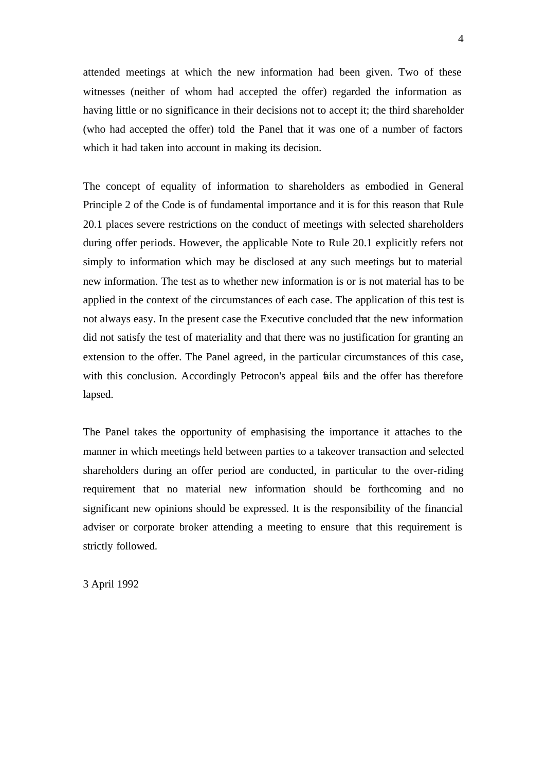attended meetings at which the new information had been given. Two of these witnesses (neither of whom had accepted the offer) regarded the information as having little or no significance in their decisions not to accept it; the third shareholder (who had accepted the offer) told the Panel that it was one of a number of factors which it had taken into account in making its decision.

The concept of equality of information to shareholders as embodied in General Principle 2 of the Code is of fundamental importance and it is for this reason that Rule 20.1 places severe restrictions on the conduct of meetings with selected shareholders during offer periods. However, the applicable Note to Rule 20.1 explicitly refers not simply to information which may be disclosed at any such meetings but to material new information. The test as to whether new information is or is not material has to be applied in the context of the circumstances of each case. The application of this test is not always easy. In the present case the Executive concluded that the new information did not satisfy the test of materiality and that there was no justification for granting an extension to the offer. The Panel agreed, in the particular circumstances of this case, with this conclusion. Accordingly Petrocon's appeal fails and the offer has therefore lapsed.

The Panel takes the opportunity of emphasising the importance it attaches to the manner in which meetings held between parties to a takeover transaction and selected shareholders during an offer period are conducted, in particular to the over-riding requirement that no material new information should be forthcoming and no significant new opinions should be expressed. It is the responsibility of the financial adviser or corporate broker attending a meeting to ensure that this requirement is strictly followed.

3 April 1992